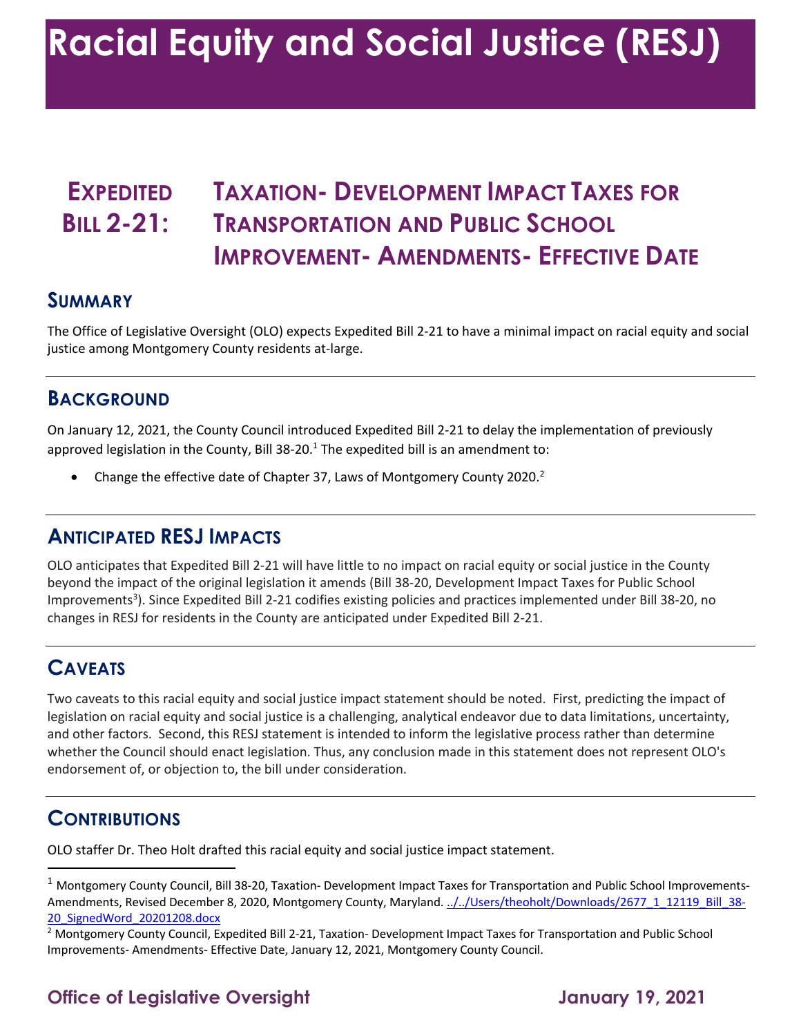# Racial Equity and Social Justice (RESJ)

## Expedited Bill 2-21: Taxation- Development Impact Taxes for Transportation and Public School Improvement- Amendments- Effective Date

### Summary

The Office of Legislative Oversight (OLO) expects Expedited Bill 2-21 to have a minimal impact on racial equity and social justice among Montgomery County residents at-large.

### Background

On January 12, 2021, the County Council introduced Expedited Bill 2-21 to delay the implementation of previously approved legislation in the County, Bill 38-20.[1] The expedited bill is an amendment to:

- Change the effective date of Chapter 37, Laws of Montgomery County 2020.[2]

### Anticipated RESJ Impacts

OLO anticipates that Expedited Bill 2-21 will have little to no impact on racial equity or social justice in the County beyond the impact of the original legislation it amends (Bill 38-20, Development Impact Taxes for Public School Improvements[3]). Since Expedited Bill 2-21 codifies existing policies and practices implemented under Bill 38-20, no changes in RESJ for residents in the County are anticipated under Expedited Bill 2-21.

### Caveats

Two caveats to this racial equity and social justice impact statement should be noted. First, predicting the impact of legislation on racial equity and social justice is a challenging, analytical endeavor due to data limitations, uncertainty, and other factors. Second, this RESJ statement is intended to inform the legislative process rather than determine whether the Council should enact legislation. Thus, any conclusion made in this statement does not represent OLO's endorsement of, or objection to, the bill under consideration.

### Contributions

OLO staffer Dr. Theo Holt drafted this racial equity and social justice impact statement.

---

[1] Montgomery County Council, Bill 38-20, Taxation- Development Impact Taxes for Transportation and Public School Improvements-Amendments, Revised December 8, 2020, Montgomery County, Maryland. ../../Users/theoholt/Downloads/2677_1_12119_Bill_38-20_SignedWord_20201208.docx

[2] Montgomery County Council, Expedited Bill 2-21, Taxation- Development Impact Taxes for Transportation and Public School Improvements- Amendments- Effective Date, January 12, 2021, Montgomery County Council.

Office of Legislative Oversight — January 19, 2021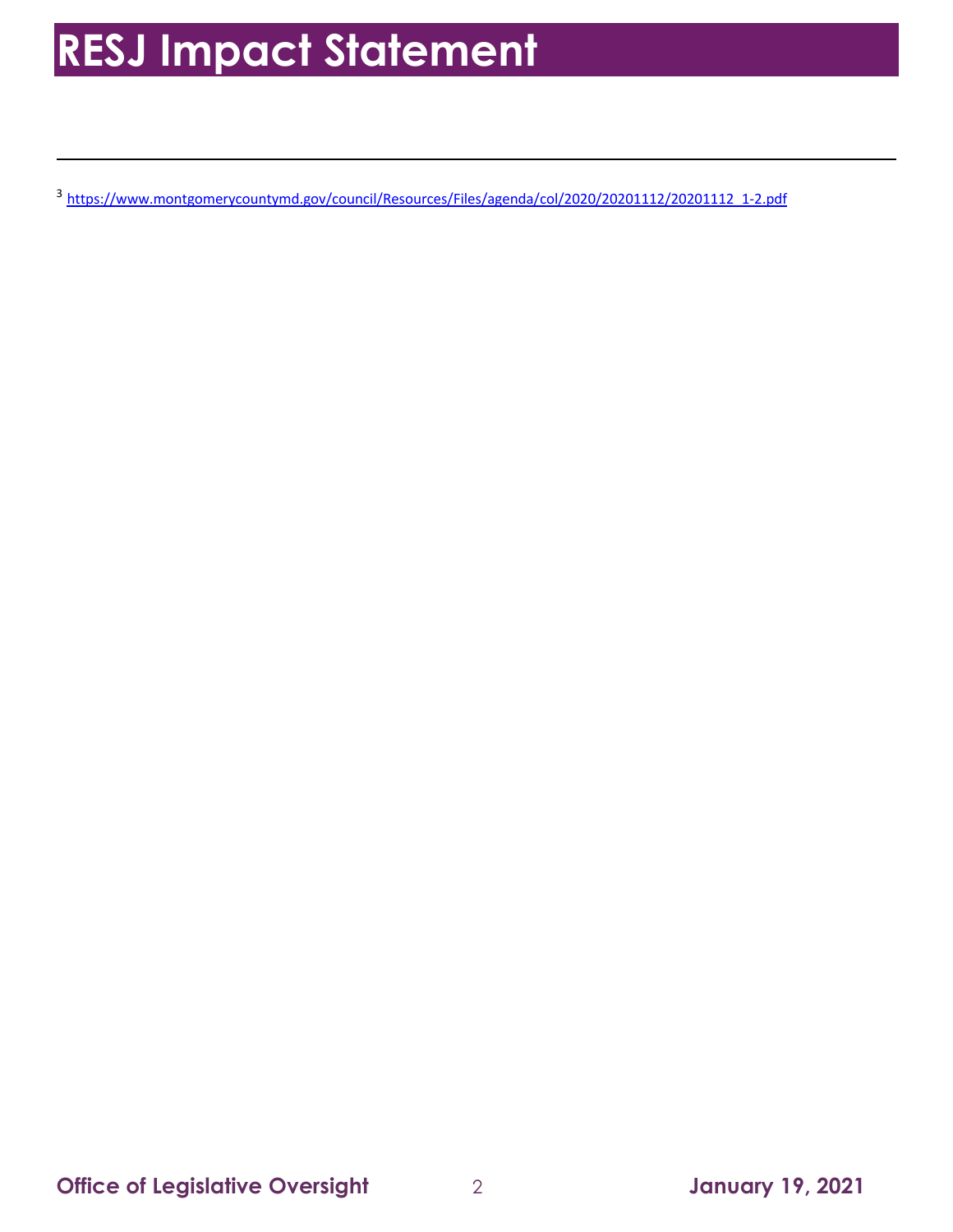[3] https://www.montgomerycountymd.gov/council/Resources/Files/agenda/col/2020/20201112/20201112_1-2.pdf